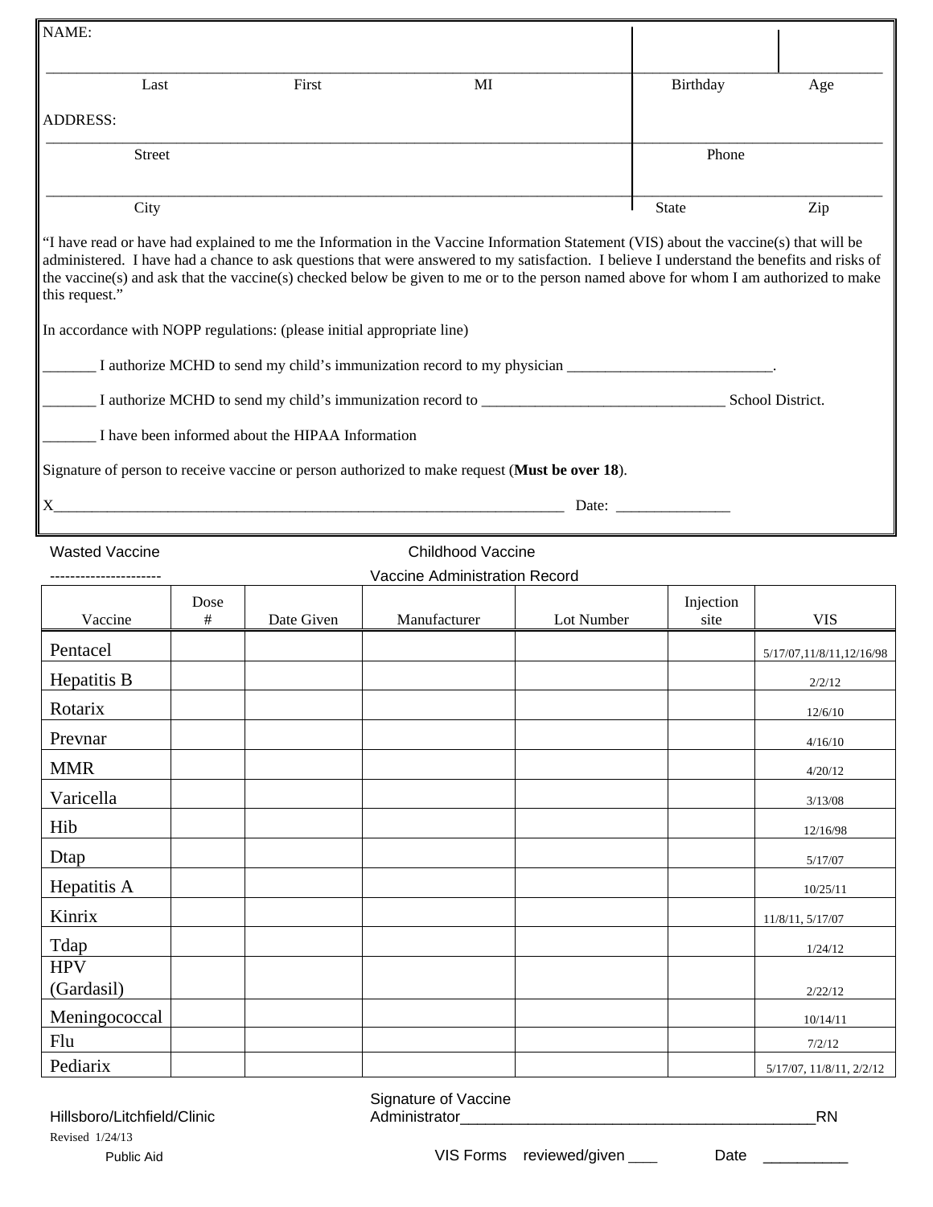NAME:

___________________________________________________________________________________________

| Last | First | MI | Birthday | Age |
|---|---|---|---|---|

ADDRESS:

___________________________________________________________________________________________

| Street | Phone |
|---|---|

___________________________________________________________________________________________

| City | State | Zip |
|---|---|---|

"I have read or have had explained to me the Information in the Vaccine Information Statement (VIS) about the vaccine(s) that will be administered. I have had a chance to ask questions that were answered to my satisfaction. I believe I understand the benefits and risks of the vaccine(s) and ask that the vaccine(s) checked below be given to me or to the person named above for whom I am authorized to make this request."

In accordance with NOPP regulations: (please initial appropriate line)

_______ I authorize MCHD to send my child's immunization record to my physician ___________________________.

_______ I authorize MCHD to send my child's immunization record to ________________________________ School District.

_______ I have been informed about the HIPAA Information

Signature of person to receive vaccine or person authorized to make request (**Must be over 18**).

X______________________________________________________________________ Date: _______________

Wasted Vaccine

----------------------

Childhood Vaccine

Vaccine Administration Record

| Vaccine | Dose # | Date Given | Manufacturer | Lot Number | Injection site | VIS |
|---|---|---|---|---|---|---|
| Pentacel | | | | | | 5/17/07,11/8/11,12/16/98 |
| Hepatitis B | | | | | | 2/2/12 |
| Rotarix | | | | | | 12/6/10 |
| Prevnar | | | | | | 4/16/10 |
| MMR | | | | | | 4/20/12 |
| Varicella | | | | | | 3/13/08 |
| Hib | | | | | | 12/16/98 |
| Dtap | | | | | | 5/17/07 |
| Hepatitis A | | | | | | 10/25/11 |
| Kinrix | | | | | | 11/8/11, 5/17/07 |
| Tdap | | | | | | 1/24/12 |
| HPV (Gardasil) | | | | | | 2/22/12 |
| Meningococcal | | | | | | 10/14/11 |
| Flu | | | | | | 7/2/12 |
| Pediarix | | | | | | 5/17/07, 11/8/11, 2/2/12 |

Hillsboro/Litchfield/Clinic

Revised 1/24/13

Public Aid

Signature of Vaccine Administrator__________________________________________RN

VIS Forms reviewed/given ___ Date __________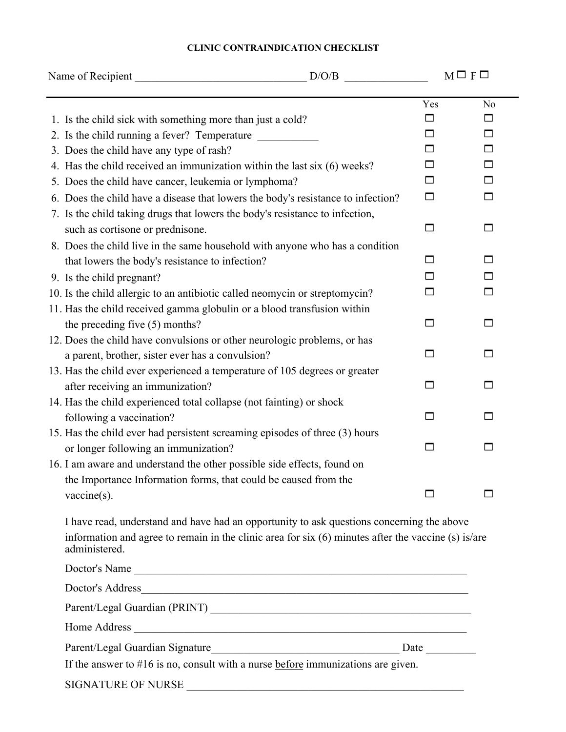# CLINIC CONTRAINDICATION CHECKLIST

Name of Recipient ________________________________ D/O/B _______________ M ☐ F ☐

| | Yes | No |
|---|---|---|
| 1. Is the child sick with something more than just a cold? | ☐ | ☐ |
| 2. Is the child running a fever? Temperature ___________ | ☐ | ☐ |
| 3. Does the child have any type of rash? | ☐ | ☐ |
| 4. Has the child received an immunization within the last six (6) weeks? | ☐ | ☐ |
| 5. Does the child have cancer, leukemia or lymphoma? | ☐ | ☐ |
| 6. Does the child have a disease that lowers the body's resistance to infection? | ☐ | ☐ |
| 7. Is the child taking drugs that lowers the body's resistance to infection, such as cortisone or prednisone. | ☐ | ☐ |
| 8. Does the child live in the same household with anyone who has a condition that lowers the body's resistance to infection? | ☐ | ☐ |
| 9. Is the child pregnant? | ☐ | ☐ |
| 10. Is the child allergic to an antibiotic called neomycin or streptomycin? | ☐ | ☐ |
| 11. Has the child received gamma globulin or a blood transfusion within the preceding five (5) months? | ☐ | ☐ |
| 12. Does the child have convulsions or other neurologic problems, or has a parent, brother, sister ever has a convulsion? | ☐ | ☐ |
| 13. Has the child ever experienced a temperature of 105 degrees or greater after receiving an immunization? | ☐ | ☐ |
| 14. Has the child experienced total collapse (not fainting) or shock following a vaccination? | ☐ | ☐ |
| 15. Has the child ever had persistent screaming episodes of three (3) hours or longer following an immunization? | ☐ | ☐ |
| 16. I am aware and understand the other possible side effects, found on the Importance Information forms, that could be caused from the vaccine(s). | ☐ | ☐ |

I have read, understand and have had an opportunity to ask questions concerning the above information and agree to remain in the clinic area for six (6) minutes after the vaccine (s) is/are administered.

Doctor's Name ______________________________________________________________

Doctor's Address_____________________________________________________________

Parent/Legal Guardian (PRINT) _______________________________________________

Home Address _______________________________________________________________

Parent/Legal Guardian Signature___________________________________ Date _________

If the answer to #16 is no, consult with a nurse <u>before</u> immunizations are given.

SIGNATURE OF NURSE ___________________________________________________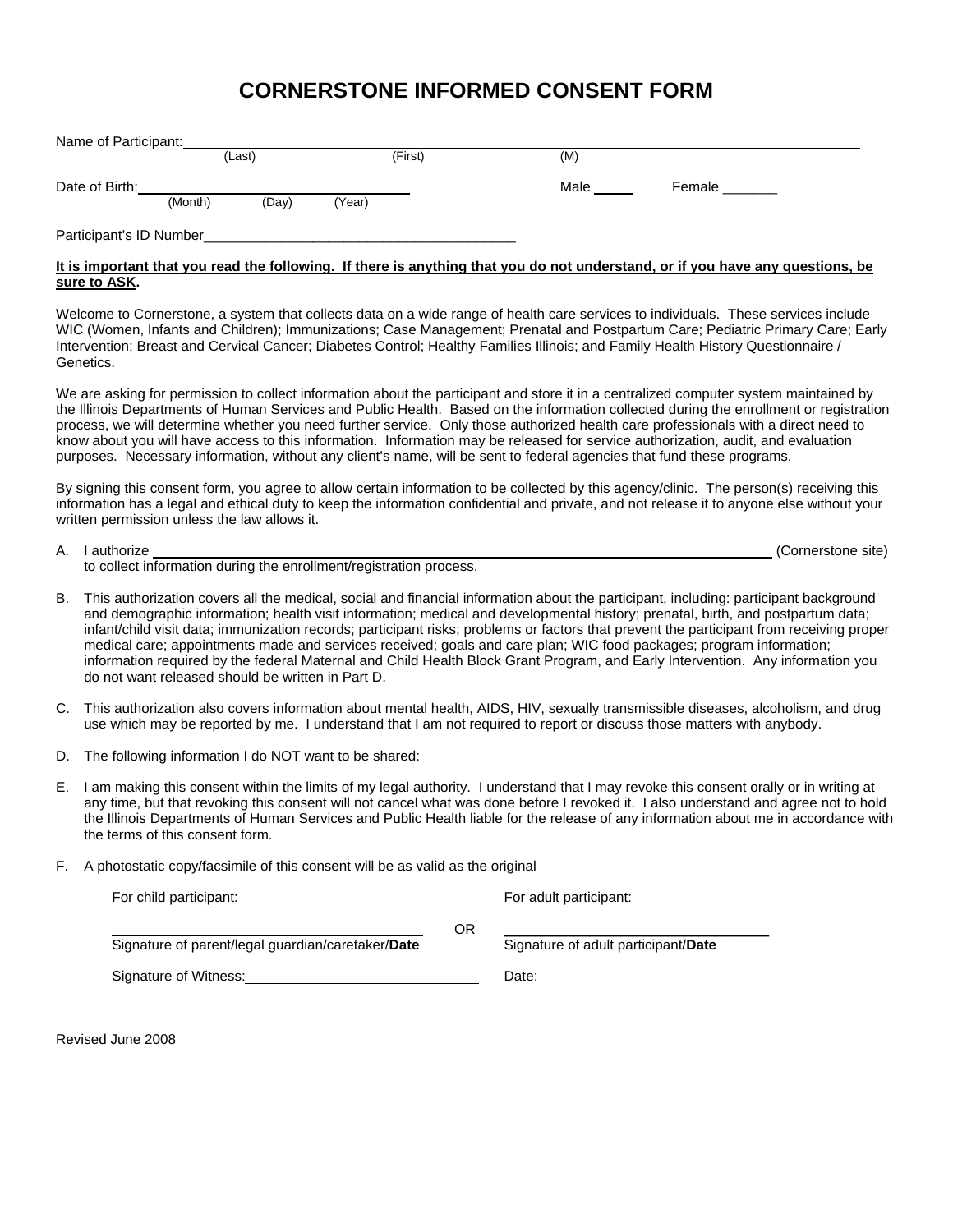# CORNERSTONE INFORMED CONSENT FORM

Name of Participant: ______________________________________________
(Last) (First) (M)

Date of Birth: ______________________ Male _____ Female _______
(Month) (Day) (Year)

Participant's ID Number_________________________________________

**It is important that you read the following. If there is anything that you do not understand, or if you have any questions, be sure to ASK.**

Welcome to Cornerstone, a system that collects data on a wide range of health care services to individuals. These services include WIC (Women, Infants and Children); Immunizations; Case Management; Prenatal and Postpartum Care; Pediatric Primary Care; Early Intervention; Breast and Cervical Cancer; Diabetes Control; Healthy Families Illinois; and Family Health History Questionnaire / Genetics.

We are asking for permission to collect information about the participant and store it in a centralized computer system maintained by the Illinois Departments of Human Services and Public Health. Based on the information collected during the enrollment or registration process, we will determine whether you need further service. Only those authorized health care professionals with a direct need to know about you will have access to this information. Information may be released for service authorization, audit, and evaluation purposes. Necessary information, without any client's name, will be sent to federal agencies that fund these programs.

By signing this consent form, you agree to allow certain information to be collected by this agency/clinic. The person(s) receiving this information has a legal and ethical duty to keep the information confidential and private, and not release it to anyone else without your written permission unless the law allows it.

A. I authorize ______________________________________________ (Cornerstone site) to collect information during the enrollment/registration process.

B. This authorization covers all the medical, social and financial information about the participant, including: participant background and demographic information; health visit information; medical and developmental history; prenatal, birth, and postpartum data; infant/child visit data; immunization records; participant risks; problems or factors that prevent the participant from receiving proper medical care; appointments made and services received; goals and care plan; WIC food packages; program information; information required by the federal Maternal and Child Health Block Grant Program, and Early Intervention. Any information you do not want released should be written in Part D.

C. This authorization also covers information about mental health, AIDS, HIV, sexually transmissible diseases, alcoholism, and drug use which may be reported by me. I understand that I am not required to report or discuss those matters with anybody.

D. The following information I do NOT want to be shared:

E. I am making this consent within the limits of my legal authority. I understand that I may revoke this consent orally or in writing at any time, but that revoking this consent will not cancel what was done before I revoked it. I also understand and agree not to hold the Illinois Departments of Human Services and Public Health liable for the release of any information about me in accordance with the terms of this consent form.

F. A photostatic copy/facsimile of this consent will be as valid as the original

For child participant:

______________________________________
Signature of parent/legal guardian/caretaker/**Date**

OR

For adult participant:

______________________________________
Signature of adult participant/**Date**

Signature of Witness: ____________________________

Date:

Revised June 2008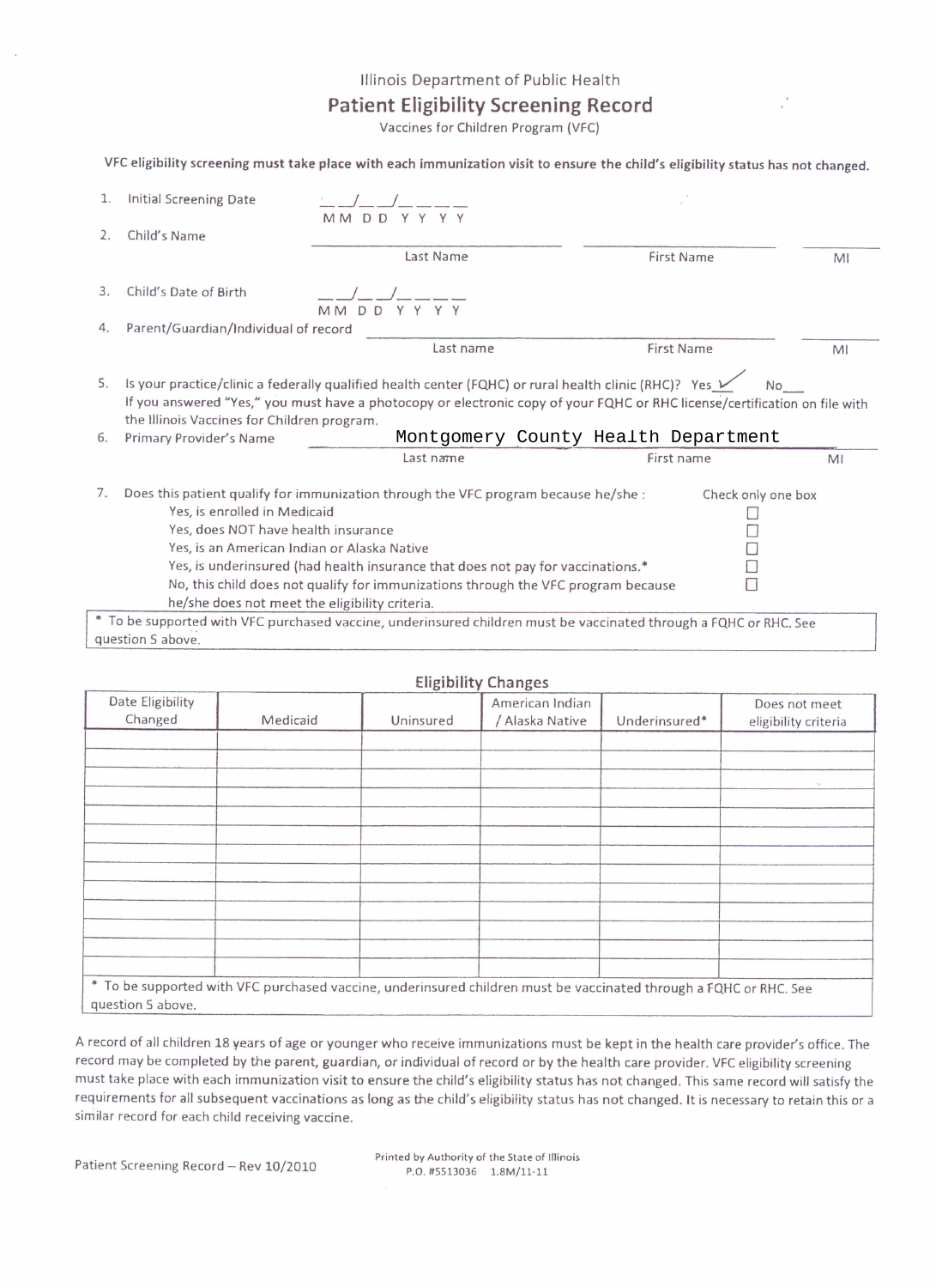Illinois Department of Public Health

# Patient Eligibility Screening Record

Vaccines for Children Program (VFC)

**VFC eligibility screening must take place with each immunization visit to ensure the child's eligibility status has not changed.**

1. Initial Screening Date __ __/__ __/__ __ __ __ (MM DD YYYY)
2. Child's Name ______________ (Last Name) ______________ (First Name) ____ (MI)
3. Child's Date of Birth __ __/__ __/__ __ __ __ (MM DD YYYY)
4. Parent/Guardian/Individual of record ______________ (Last name) ______________ (First Name) ____ (MI)
5. Is your practice/clinic a federally qualified health center (FQHC) or rural health clinic (RHC)? Yes ✓ No___
   If you answered "Yes," you must have a photocopy or electronic copy of your FQHC or RHC license/certification on file with the Illinois Vaccines for Children program.
6. Primary Provider's Name Montgomery County Health Department (Last name) (First name) (MI)
7. Does this patient qualify for immunization through the VFC program because he/she : *Check only one box*
   - ☐ Yes, is enrolled in Medicaid
   - ☐ Yes, does NOT have health insurance
   - ☐ Yes, is an American Indian or Alaska Native
   - ☐ Yes, is underinsured (had health insurance that does not pay for vaccinations.*
   - ☐ No, this child does not qualify for immunizations through the VFC program because he/she does not meet the eligibility criteria.

\* To be supported with VFC purchased vaccine, underinsured children must be vaccinated through a FQHC or RHC. See question 5 above.

## Eligibility Changes

| Date Eligibility Changed | Medicaid | Uninsured | American Indian / Alaska Native | Underinsured* | Does not meet eligibility criteria |
|---|---|---|---|---|---|
| | | | | | |
| | | | | | |
| | | | | | |
| | | | | | |
| | | | | | |
| | | | | | |
| | | | | | |
| | | | | | |
| | | | | | |
| | | | | | |
| | | | | | |
| | | | | | |
| | | | | | |

\* To be supported with VFC purchased vaccine, underinsured children must be vaccinated through a FQHC or RHC. See question 5 above.

A record of all children 18 years of age or younger who receive immunizations must be kept in the health care provider's office. The record may be completed by the parent, guardian, or individual of record or by the health care provider. VFC eligibility screening must take place with each immunization visit to ensure the child's eligibility status has not changed. This same record will satisfy the requirements for all subsequent vaccinations as long as the child's eligibility status has not changed. It is necessary to retain this or a similar record for each child receiving vaccine.

Patient Screening Record – Rev 10/2010

Printed by Authority of the State of Illinois
P.O. #5513036 1.8M/11-11